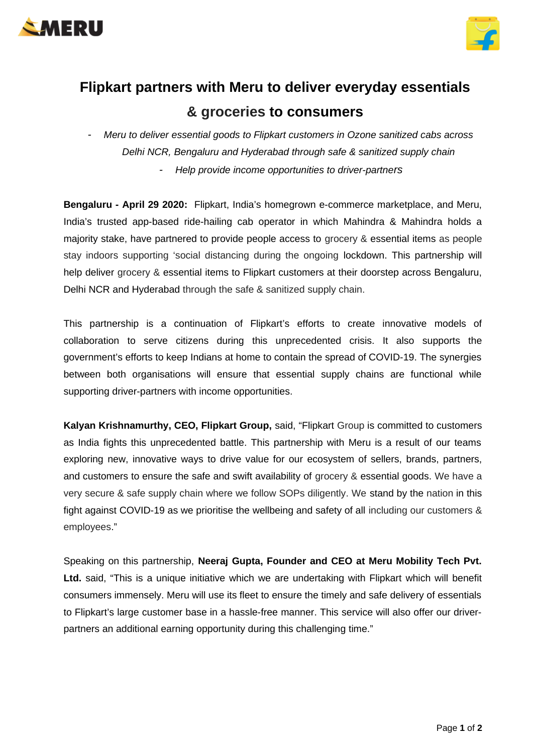# Flipkart partners with Meru to deliver everyday essentials & groceries to consumers

- *Meru to deliver essential goods to Flipkart customers in Ozone sanitized cabs across Delhi NCR, Bengaluru and Hyderabad through safe & sanitized supply chain*
- *Help provide income opportunities to driver-partners*

**Bengaluru - April 29 2020:** Flipkart, India's homegrown e-commerce marketplace, and Meru, India's trusted app-based ride-hailing cab operator in which Mahindra & Mahindra holds a majority stake, have partnered to provide people access to grocery & essential items as people stay indoors supporting 'social distancing during the ongoing lockdown. This partnership will help deliver grocery & essential items to Flipkart customers at their doorstep across Bengaluru, Delhi NCR and Hyderabad through the safe & sanitized supply chain.

This partnership is a continuation of Flipkart's efforts to create innovative models of collaboration to serve citizens during this unprecedented crisis. It also supports the government's efforts to keep Indians at home to contain the spread of COVID-19. The synergies between both organisations will ensure that essential supply chains are functional while supporting driver-partners with income opportunities.

**Kalyan Krishnamurthy, CEO, Flipkart Group,** said, "Flipkart Group is committed to customers as India fights this unprecedented battle. This partnership with Meru is a result of our teams exploring new, innovative ways to drive value for our ecosystem of sellers, brands, partners, and customers to ensure the safe and swift availability of grocery & essential goods. We have a very secure & safe supply chain where we follow SOPs diligently. We stand by the nation in this fight against COVID-19 as we prioritise the wellbeing and safety of all including our customers & employees."

Speaking on this partnership, **Neeraj Gupta, Founder and CEO at Meru Mobility Tech Pvt. Ltd.** said, "This is a unique initiative which we are undertaking with Flipkart which will benefit consumers immensely. Meru will use its fleet to ensure the timely and safe delivery of essentials to Flipkart's large customer base in a hassle-free manner. This service will also offer our driver-partners an additional earning opportunity during this challenging time."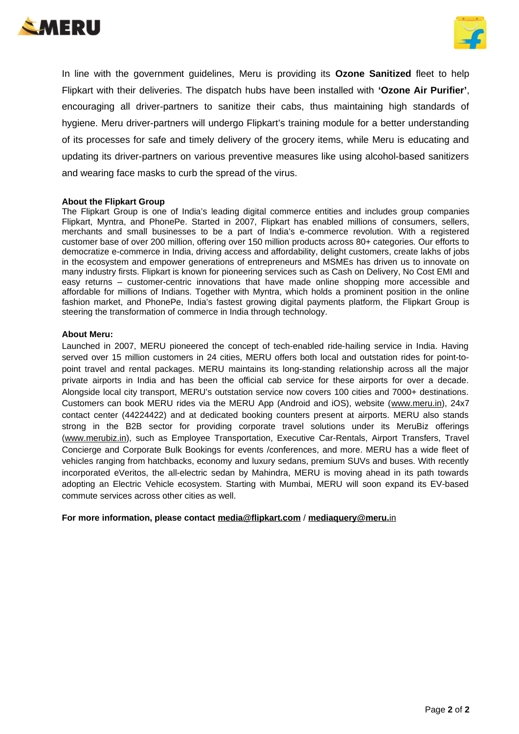In line with the government guidelines, Meru is providing its **Ozone Sanitized** fleet to help Flipkart with their deliveries. The dispatch hubs have been installed with **'Ozone Air Purifier'**, encouraging all driver-partners to sanitize their cabs, thus maintaining high standards of hygiene. Meru driver-partners will undergo Flipkart's training module for a better understanding of its processes for safe and timely delivery of the grocery items, while Meru is educating and updating its driver-partners on various preventive measures like using alcohol-based sanitizers and wearing face masks to curb the spread of the virus.

**About the Flipkart Group**

The Flipkart Group is one of India's leading digital commerce entities and includes group companies Flipkart, Myntra, and PhonePe. Started in 2007, Flipkart has enabled millions of consumers, sellers, merchants and small businesses to be a part of India's e-commerce revolution. With a registered customer base of over 200 million, offering over 150 million products across 80+ categories. Our efforts to democratize e-commerce in India, driving access and affordability, delight customers, create lakhs of jobs in the ecosystem and empower generations of entrepreneurs and MSMEs has driven us to innovate on many industry firsts. Flipkart is known for pioneering services such as Cash on Delivery, No Cost EMI and easy returns – customer-centric innovations that have made online shopping more accessible and affordable for millions of Indians. Together with Myntra, which holds a prominent position in the online fashion market, and PhonePe, India's fastest growing digital payments platform, the Flipkart Group is steering the transformation of commerce in India through technology.

**About Meru:**

Launched in 2007, MERU pioneered the concept of tech-enabled ride-hailing service in India. Having served over 15 million customers in 24 cities, MERU offers both local and outstation rides for point-to-point travel and rental packages. MERU maintains its long-standing relationship across all the major private airports in India and has been the official cab service for these airports for over a decade. Alongside local city transport, MERU's outstation service now covers 100 cities and 7000+ destinations. Customers can book MERU rides via the MERU App (Android and iOS), website (www.meru.in), 24x7 contact center (44224422) and at dedicated booking counters present at airports. MERU also stands strong in the B2B sector for providing corporate travel solutions under its MeruBiz offerings (www.merubiz.in), such as Employee Transportation, Executive Car-Rentals, Airport Transfers, Travel Concierge and Corporate Bulk Bookings for events /conferences, and more. MERU has a wide fleet of vehicles ranging from hatchbacks, economy and luxury sedans, premium SUVs and buses. With recently incorporated eVeritos, the all-electric sedan by Mahindra, MERU is moving ahead in its path towards adopting an Electric Vehicle ecosystem. Starting with Mumbai, MERU will soon expand its EV-based commute services across other cities as well.

**For more information, please contact media@flipkart.com / mediaquery@meru.**in